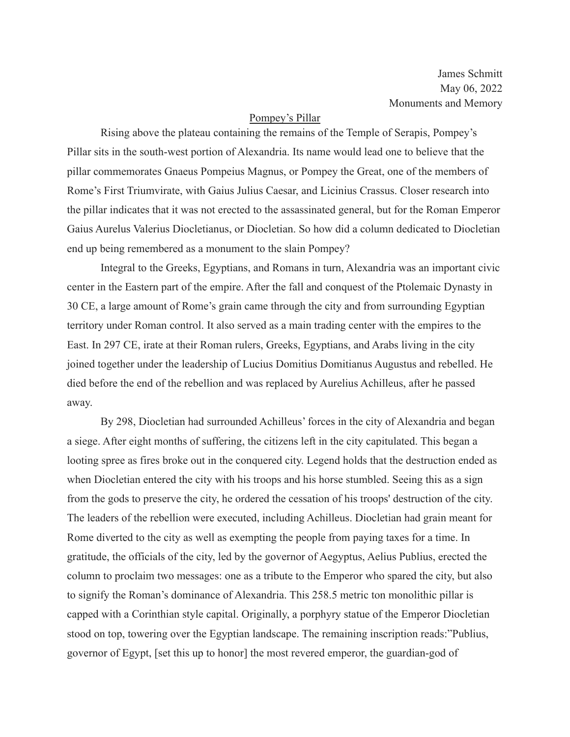James Schmitt
May 06, 2022
Monuments and Memory

# Pompey's Pillar

Rising above the plateau containing the remains of the Temple of Serapis, Pompey's Pillar sits in the south-west portion of Alexandria. Its name would lead one to believe that the pillar commemorates Gnaeus Pompeius Magnus, or Pompey the Great, one of the members of Rome's First Triumvirate, with Gaius Julius Caesar, and Licinius Crassus. Closer research into the pillar indicates that it was not erected to the assassinated general, but for the Roman Emperor Gaius Aurelus Valerius Diocletianus, or Diocletian. So how did a column dedicated to Diocletian end up being remembered as a monument to the slain Pompey?

Integral to the Greeks, Egyptians, and Romans in turn, Alexandria was an important civic center in the Eastern part of the empire. After the fall and conquest of the Ptolemaic Dynasty in 30 CE, a large amount of Rome's grain came through the city and from surrounding Egyptian territory under Roman control. It also served as a main trading center with the empires to the East. In 297 CE, irate at their Roman rulers, Greeks, Egyptians, and Arabs living in the city joined together under the leadership of Lucius Domitius Domitianus Augustus and rebelled. He died before the end of the rebellion and was replaced by Aurelius Achilleus, after he passed away.

By 298, Diocletian had surrounded Achilleus' forces in the city of Alexandria and began a siege. After eight months of suffering, the citizens left in the city capitulated. This began a looting spree as fires broke out in the conquered city. Legend holds that the destruction ended as when Diocletian entered the city with his troops and his horse stumbled. Seeing this as a sign from the gods to preserve the city, he ordered the cessation of his troops' destruction of the city. The leaders of the rebellion were executed, including Achilleus. Diocletian had grain meant for Rome diverted to the city as well as exempting the people from paying taxes for a time. In gratitude, the officials of the city, led by the governor of Aegyptus, Aelius Publius, erected the column to proclaim two messages: one as a tribute to the Emperor who spared the city, but also to signify the Roman's dominance of Alexandria. This 258.5 metric ton monolithic pillar is capped with a Corinthian style capital. Originally, a porphyry statue of the Emperor Diocletian stood on top, towering over the Egyptian landscape. The remaining inscription reads:"Publius, governor of Egypt, [set this up to honor] the most revered emperor, the guardian-god of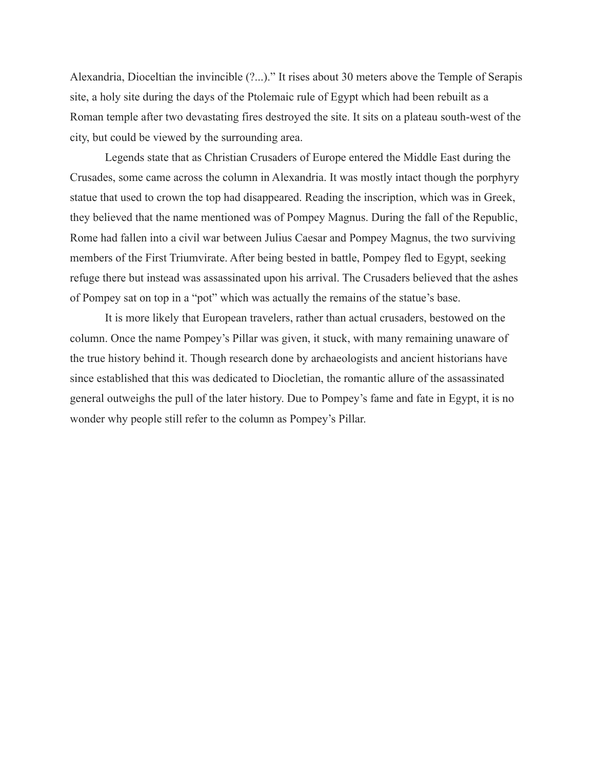Alexandria, Dioceltian the invincible (?...).” It rises about 30 meters above the Temple of Serapis site, a holy site during the days of the Ptolemaic rule of Egypt which had been rebuilt as a Roman temple after two devastating fires destroyed the site. It sits on a plateau south-west of the city, but could be viewed by the surrounding area.

Legends state that as Christian Crusaders of Europe entered the Middle East during the Crusades, some came across the column in Alexandria. It was mostly intact though the porphyry statue that used to crown the top had disappeared. Reading the inscription, which was in Greek, they believed that the name mentioned was of Pompey Magnus. During the fall of the Republic, Rome had fallen into a civil war between Julius Caesar and Pompey Magnus, the two surviving members of the First Triumvirate. After being bested in battle, Pompey fled to Egypt, seeking refuge there but instead was assassinated upon his arrival. The Crusaders believed that the ashes of Pompey sat on top in a “pot” which was actually the remains of the statue’s base.

It is more likely that European travelers, rather than actual crusaders, bestowed on the column. Once the name Pompey’s Pillar was given, it stuck, with many remaining unaware of the true history behind it. Though research done by archaeologists and ancient historians have since established that this was dedicated to Diocletian, the romantic allure of the assassinated general outweighs the pull of the later history. Due to Pompey’s fame and fate in Egypt, it is no wonder why people still refer to the column as Pompey’s Pillar.